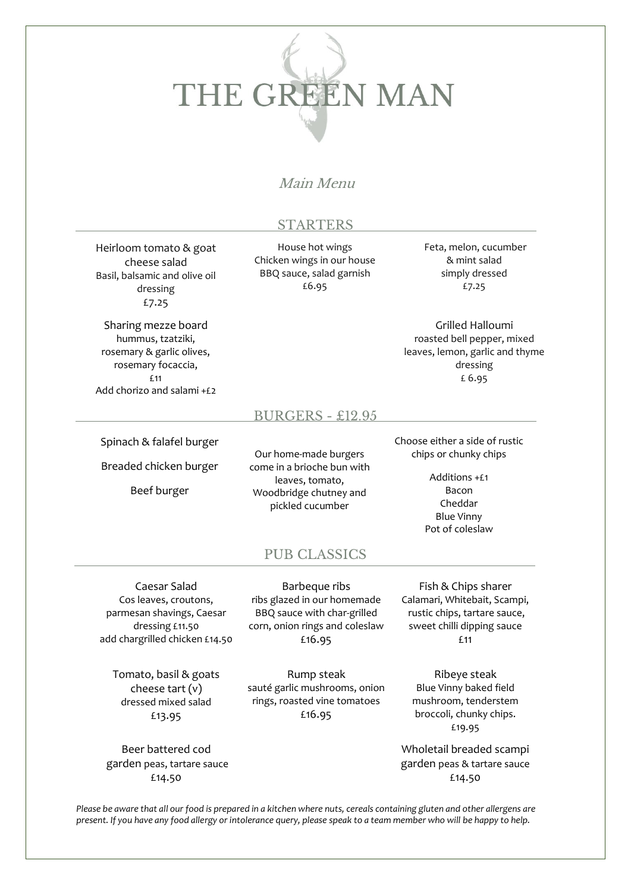# THE GREEN MAN

*Main Menu*

## STARTERS

**Heirloom tomato & goat cheese salad**
Basil, balsamic and olive oil dressing
£7.25

**House hot wings**
Chicken wings in our house BBQ sauce, salad garnish
£6.95

**Feta, melon, cucumber & mint salad**
simply dressed
£7.25

**Sharing mezze board**
hummus, tzatziki, rosemary & garlic olives, rosemary focaccia,
£11
Add chorizo and salami +£2

**Grilled Halloumi**
roasted bell pepper, mixed leaves, lemon, garlic and thyme dressing
£ 6.95

## BURGERS - £12.95

Spinach & falafel burger

Breaded chicken burger

Beef burger

Our home-made burgers come in a brioche bun with leaves, tomato, Woodbridge chutney and pickled cucumber

Choose either a side of rustic chips or chunky chips

Additions +£1
- Bacon
- Cheddar
- Blue Vinny
- Pot of coleslaw

## PUB CLASSICS

**Caesar Salad**
Cos leaves, croutons, parmesan shavings, Caesar dressing £11.50
add chargrilled chicken £14.50

**Barbeque ribs**
ribs glazed in our homemade BBQ sauce with char-grilled corn, onion rings and coleslaw
£16.95

**Fish & Chips sharer**
Calamari, Whitebait, Scampi, rustic chips, tartare sauce, sweet chilli dipping sauce
£11

**Tomato, basil & goats cheese tart (v)**
dressed mixed salad
£13.95

**Rump steak**
sauté garlic mushrooms, onion rings, roasted vine tomatoes
£16.95

**Ribeye steak**
Blue Vinny baked field mushroom, tenderstem broccoli, chunky chips.
£19.95

**Beer battered cod**
garden peas, tartare sauce
£14.50

**Wholetail breaded scampi**
garden peas & tartare sauce
£14.50

*Please be aware that all our food is prepared in a kitchen where nuts, cereals containing gluten and other allergens are present. If you have any food allergy or intolerance query, please speak to a team member who will be happy to help.*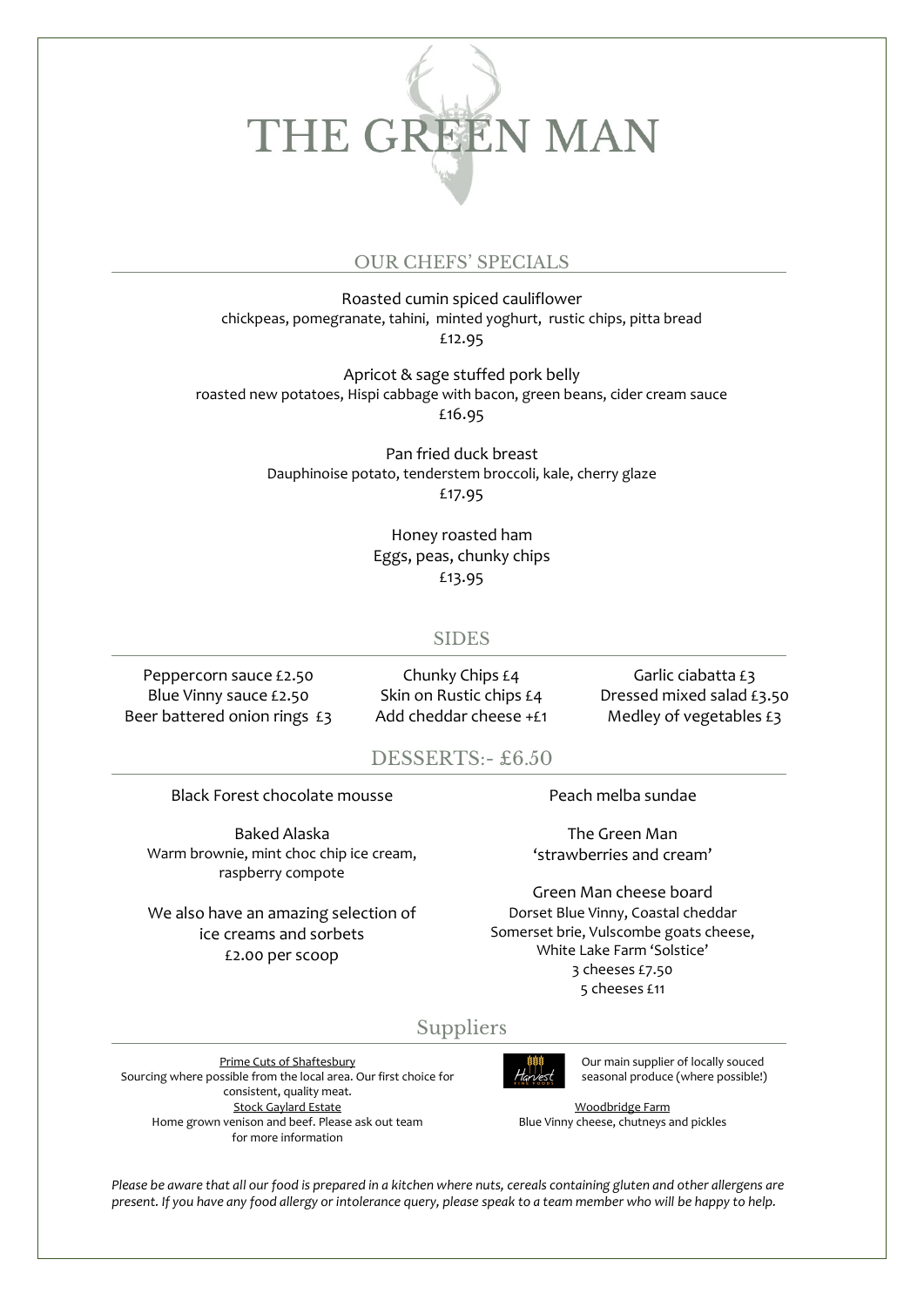# THE GREEN MAN

## OUR CHEFS' SPECIALS

Roasted cumin spiced cauliflower
chickpeas, pomegranate, tahini, minted yoghurt, rustic chips, pitta bread
£12.95

Apricot & sage stuffed pork belly
roasted new potatoes, Hispi cabbage with bacon, green beans, cider cream sauce
£16.95

Pan fried duck breast
Dauphinoise potato, tenderstem broccoli, kale, cherry glaze
£17.95

Honey roasted ham
Eggs, peas, chunky chips
£13.95

## SIDES

Peppercorn sauce £2.50
Blue Vinny sauce £2.50
Beer battered onion rings £3

Chunky Chips £4
Skin on Rustic chips £4
Add cheddar cheese +£1

Garlic ciabatta £3
Dressed mixed salad £3.50
Medley of vegetables £3

## DESSERTS:- £6.50

Black Forest chocolate mousse

Baked Alaska
Warm brownie, mint choc chip ice cream, raspberry compote

We also have an amazing selection of ice creams and sorbets
£2.00 per scoop

Peach melba sundae

The Green Man
'strawberries and cream'

Green Man cheese board
Dorset Blue Vinny, Coastal cheddar
Somerset brie, Vulscombe goats cheese,
White Lake Farm 'Solstice'
3 cheeses £7.50
5 cheeses £11

## Suppliers

Prime Cuts of Shaftesbury
Sourcing where possible from the local area. Our first choice for consistent, quality meat.

Stock Gaylard Estate
Home grown venison and beef. Please ask out team for more information

Harvest Fine Foods
Our main supplier of locally souced seasonal produce (where possible!)

Woodbridge Farm
Blue Vinny cheese, chutneys and pickles

*Please be aware that all our food is prepared in a kitchen where nuts, cereals containing gluten and other allergens are present. If you have any food allergy or intolerance query, please speak to a team member who will be happy to help.*